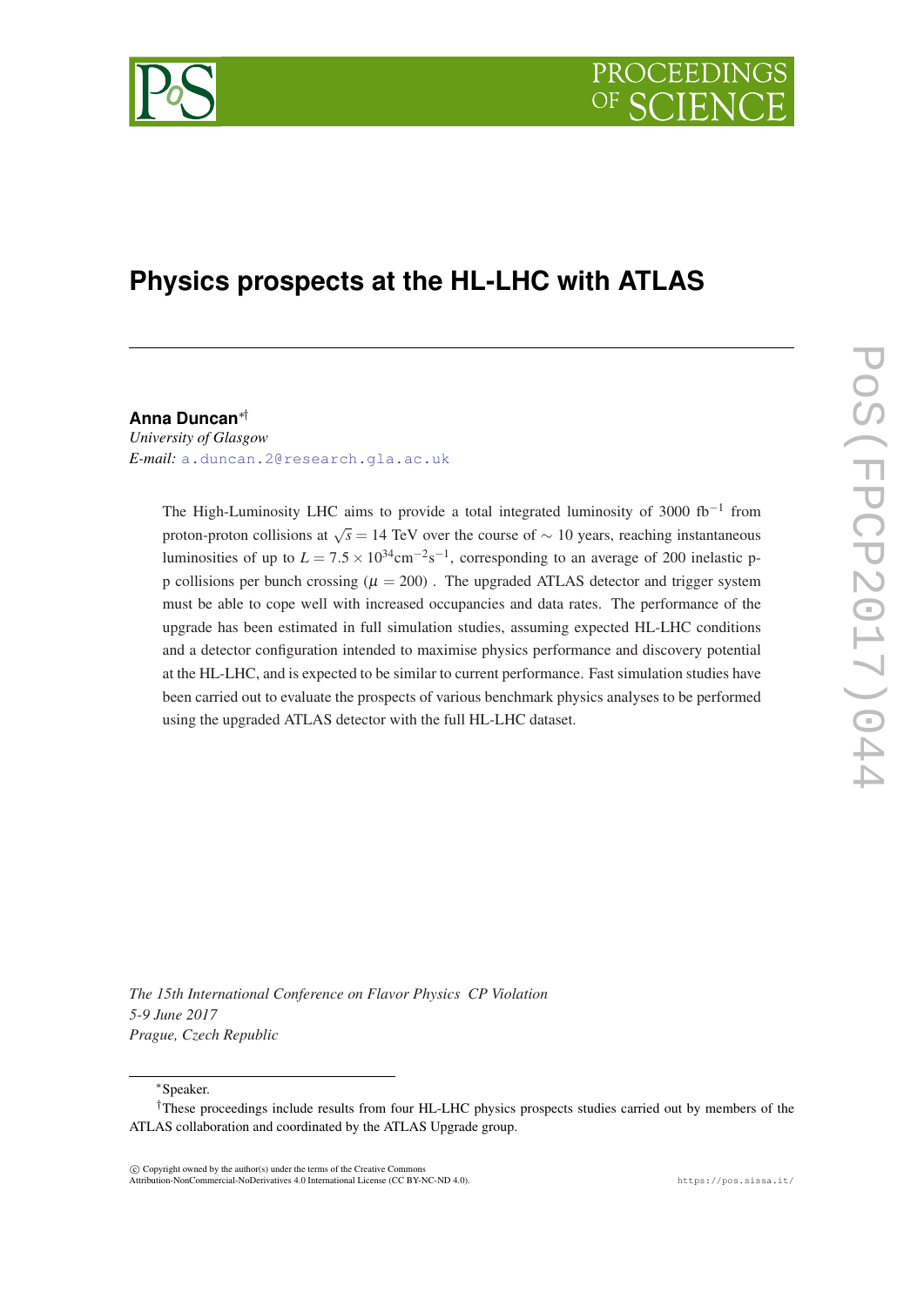# Physics prospects at the HL-LHC with ATLAS

**Anna Duncan**[*†]
*University of Glasgow*
*E-mail:* a.duncan.2@research.gla.ac.uk

The High-Luminosity LHC aims to provide a total integrated luminosity of 3000 fb$^{-1}$ from proton-proton collisions at $\sqrt{s} = 14$ TeV over the course of $\sim$ 10 years, reaching instantaneous luminosities of up to $L = 7.5 \times 10^{34}\text{cm}^{-2}\text{s}^{-1}$, corresponding to an average of 200 inelastic p-p collisions per bunch crossing ($\mu = 200$) . The upgraded ATLAS detector and trigger system must be able to cope well with increased occupancies and data rates. The performance of the upgrade has been estimated in full simulation studies, assuming expected HL-LHC conditions and a detector configuration intended to maximise physics performance and discovery potential at the HL-LHC, and is expected to be similar to current performance. Fast simulation studies have been carried out to evaluate the prospects of various benchmark physics analyses to be performed using the upgraded ATLAS detector with the full HL-LHC dataset.

*The 15th International Conference on Flavor Physics CP Violation*
*5-9 June 2017*
*Prague, Czech Republic*

[*]Speaker.

[†]These proceedings include results from four HL-LHC physics prospects studies carried out by members of the ATLAS collaboration and coordinated by the ATLAS Upgrade group.

© Copyright owned by the author(s) under the terms of the Creative Commons Attribution-NonCommercial-NoDerivatives 4.0 International License (CC BY-NC-ND 4.0).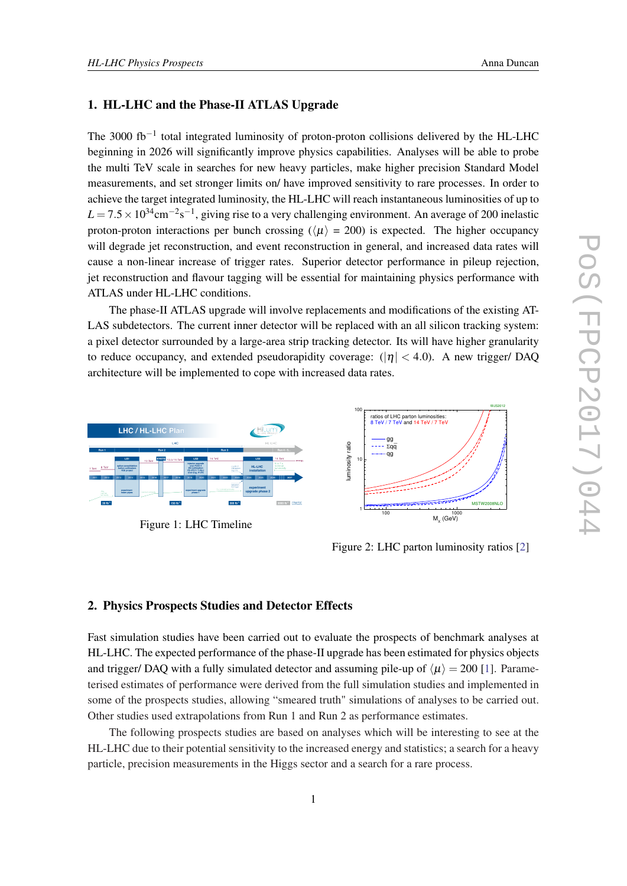## 1. HL-LHC and the Phase-II ATLAS Upgrade

The 3000 fb$^{-1}$ total integrated luminosity of proton-proton collisions delivered by the HL-LHC beginning in 2026 will significantly improve physics capabilities. Analyses will be able to probe the multi TeV scale in searches for new heavy particles, make higher precision Standard Model measurements, and set stronger limits on/ have improved sensitivity to rare processes. In order to achieve the target integrated luminosity, the HL-LHC will reach instantaneous luminosities of up to $L = 7.5 \times 10^{34}\text{cm}^{-2}\text{s}^{-1}$, giving rise to a very challenging environment. An average of 200 inelastic proton-proton interactions per bunch crossing ($\langle \mu \rangle$ = 200) is expected. The higher occupancy will degrade jet reconstruction, and event reconstruction in general, and increased data rates will cause a non-linear increase of trigger rates. Superior detector performance in pileup rejection, jet reconstruction and flavour tagging will be essential for maintaining physics performance with ATLAS under HL-LHC conditions.

The phase-II ATLAS upgrade will involve replacements and modifications of the existing ATLAS subdetectors. The current inner detector will be replaced with an all silicon tracking system: a pixel detector surrounded by a large-area strip tracking detector. Its will have higher granularity to reduce occupancy, and extended pseudorapidity coverage: ($|\eta| < 4.0$). A new trigger/ DAQ architecture will be implemented to cope with increased data rates.

Figure 1: LHC Timeline

Figure 2: LHC parton luminosity ratios [2]

## 2. Physics Prospects Studies and Detector Effects

Fast simulation studies have been carried out to evaluate the prospects of benchmark analyses at HL-LHC. The expected performance of the phase-II upgrade has been estimated for physics objects and trigger/ DAQ with a fully simulated detector and assuming pile-up of $\langle \mu \rangle = 200$ [1]. Parameterised estimates of performance were derived from the full simulation studies and implemented in some of the prospects studies, allowing "smeared truth" simulations of analyses to be carried out. Other studies used extrapolations from Run 1 and Run 2 as performance estimates.

The following prospects studies are based on analyses which will be interesting to see at the HL-LHC due to their potential sensitivity to the increased energy and statistics; a search for a heavy particle, precision measurements in the Higgs sector and a search for a rare process.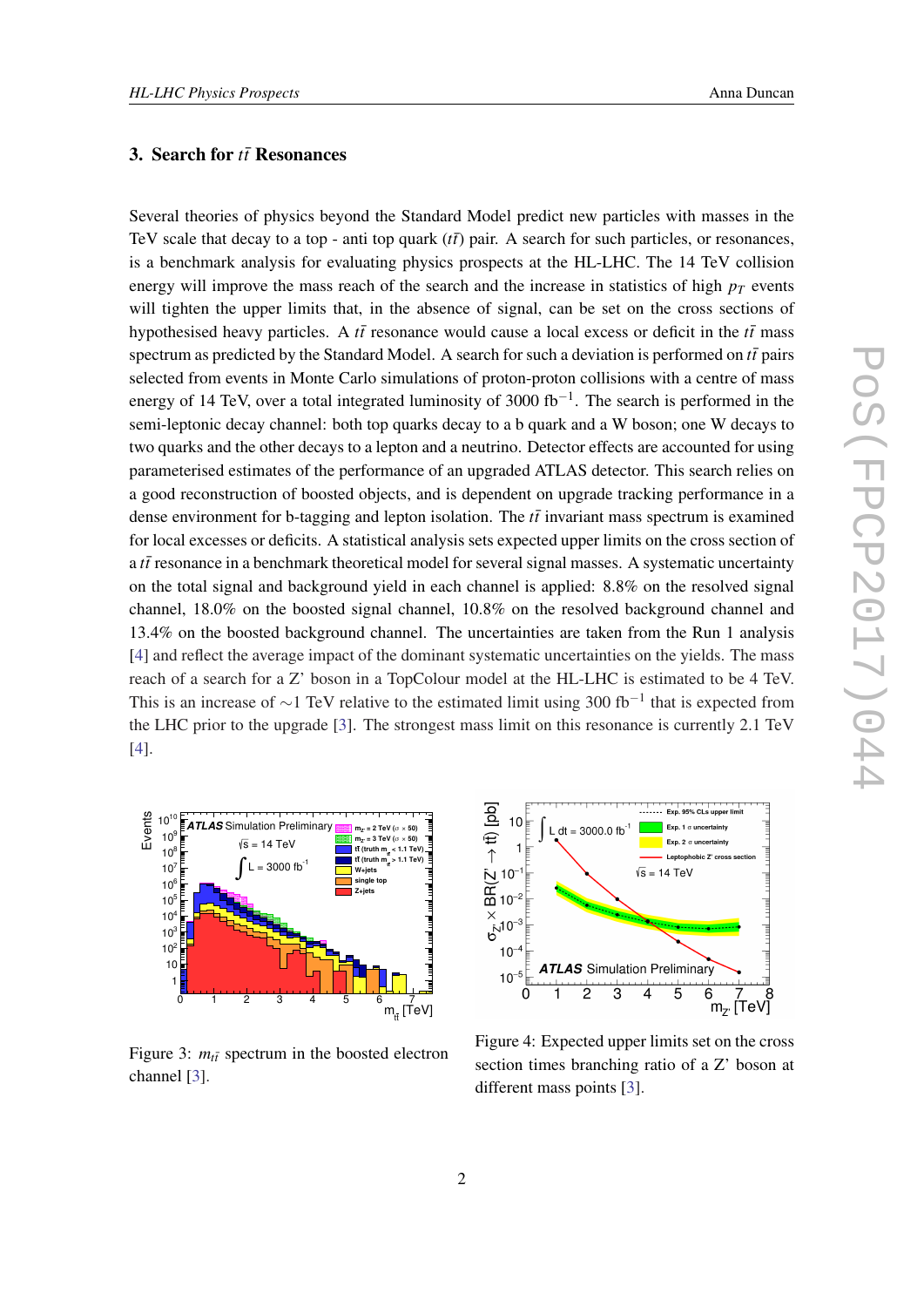## 3. Search for $t\bar{t}$ Resonances

Several theories of physics beyond the Standard Model predict new particles with masses in the TeV scale that decay to a top - anti top quark ($t\bar{t}$) pair. A search for such particles, or resonances, is a benchmark analysis for evaluating physics prospects at the HL-LHC. The 14 TeV collision energy will improve the mass reach of the search and the increase in statistics of high $p_T$ events will tighten the upper limits that, in the absence of signal, can be set on the cross sections of hypothesised heavy particles. A $t\bar{t}$ resonance would cause a local excess or deficit in the $t\bar{t}$ mass spectrum as predicted by the Standard Model. A search for such a deviation is performed on $t\bar{t}$ pairs selected from events in Monte Carlo simulations of proton-proton collisions with a centre of mass energy of 14 TeV, over a total integrated luminosity of 3000 fb$^{-1}$. The search is performed in the semi-leptonic decay channel: both top quarks decay to a b quark and a W boson; one W decays to two quarks and the other decays to a lepton and a neutrino. Detector effects are accounted for using parameterised estimates of the performance of an upgraded ATLAS detector. This search relies on a good reconstruction of boosted objects, and is dependent on upgrade tracking performance in a dense environment for b-tagging and lepton isolation. The $t\bar{t}$ invariant mass spectrum is examined for local excesses or deficits. A statistical analysis sets expected upper limits on the cross section of a $t\bar{t}$ resonance in a benchmark theoretical model for several signal masses. A systematic uncertainty on the total signal and background yield in each channel is applied: 8.8% on the resolved signal channel, 18.0% on the boosted signal channel, 10.8% on the resolved background channel and 13.4% on the boosted background channel. The uncertainties are taken from the Run 1 analysis [4] and reflect the average impact of the dominant systematic uncertainties on the yields. The mass reach of a search for a Z' boson in a TopColour model at the HL-LHC is estimated to be 4 TeV. This is an increase of ~1 TeV relative to the estimated limit using 300 fb$^{-1}$ that is expected from the LHC prior to the upgrade [3]. The strongest mass limit on this resonance is currently 2.1 TeV [4].

Events
ATLAS Simulation Preliminary
$\sqrt{s}$ = 14 TeV
$\int$ L = 3000 fb$^{-1}$
$m_{Z'}$ = 2 TeV ($\sigma \times 50$)
$m_{Z'}$ = 3 TeV ($\sigma \times 50$)
$t\bar{t}$ (truth $m_{t\bar{t}}$ < 1.1 TeV)
$t\bar{t}$ (truth $m_{t\bar{t}}$ > 1.1 TeV)
W+jets
single top
Z+jets
$m_{t\bar{t}}$ [TeV]

Figure 3: $m_{t\bar{t}}$ spectrum in the boosted electron channel [3].

$\sigma_{Z'} \times BR(Z' \to t\bar{t})$ [pb]
$\int$ L dt = 3000.0 fb$^{-1}$
$\sqrt{s}$ = 14 TeV
Exp. 95% CLs upper limit
Exp. 1 $\sigma$ uncertainty
Exp. 2 $\sigma$ uncertainty
Leptophobic Z' cross section
ATLAS Simulation Preliminary
$m_{Z'}$ [TeV]

Figure 4: Expected upper limits set on the cross section times branching ratio of a Z' boson at different mass points [3].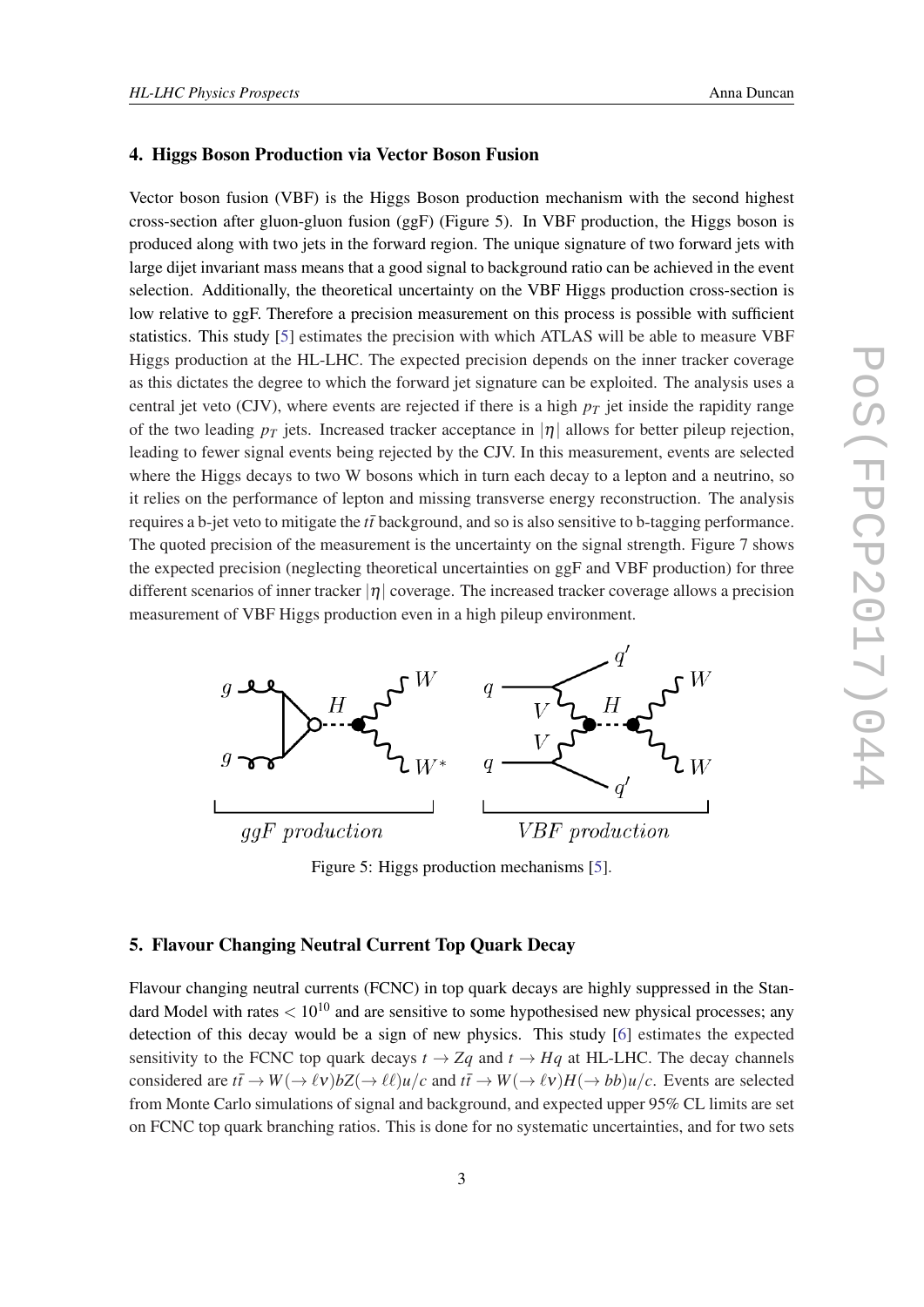## 4. Higgs Boson Production via Vector Boson Fusion

Vector boson fusion (VBF) is the Higgs Boson production mechanism with the second highest cross-section after gluon-gluon fusion (ggF) (Figure 5). In VBF production, the Higgs boson is produced along with two jets in the forward region. The unique signature of two forward jets with large dijet invariant mass means that a good signal to background ratio can be achieved in the event selection. Additionally, the theoretical uncertainty on the VBF Higgs production cross-section is low relative to ggF. Therefore a precision measurement on this process is possible with sufficient statistics. This study [5] estimates the precision with which ATLAS will be able to measure VBF Higgs production at the HL-LHC. The expected precision depends on the inner tracker coverage as this dictates the degree to which the forward jet signature can be exploited. The analysis uses a central jet veto (CJV), where events are rejected if there is a high $p_T$ jet inside the rapidity range of the two leading $p_T$ jets. Increased tracker acceptance in $|\eta|$ allows for better pileup rejection, leading to fewer signal events being rejected by the CJV. In this measurement, events are selected where the Higgs decays to two W bosons which in turn each decay to a lepton and a neutrino, so it relies on the performance of lepton and missing transverse energy reconstruction. The analysis requires a b-jet veto to mitigate the $t\bar{t}$ background, and so is also sensitive to b-tagging performance. The quoted precision of the measurement is the uncertainty on the signal strength. Figure 7 shows the expected precision (neglecting theoretical uncertainties on ggF and VBF production) for three different scenarios of inner tracker $|\eta|$ coverage. The increased tracker coverage allows a precision measurement of VBF Higgs production even in a high pileup environment.

g
g
H
W
W*
ggF production

q
q
q′
q′
V
V
H
W
W
VBF production

Figure 5: Higgs production mechanisms [5].

## 5. Flavour Changing Neutral Current Top Quark Decay

Flavour changing neutral currents (FCNC) in top quark decays are highly suppressed in the Standard Model with rates $< 10^{10}$ and are sensitive to some hypothesised new physical processes; any detection of this decay would be a sign of new physics. This study [6] estimates the expected sensitivity to the FCNC top quark decays $t \to Zq$ and $t \to Hq$ at HL-LHC. The decay channels considered are $t\bar{t} \to W(\to \ell\nu)bZ(\to \ell\ell)u/c$ and $t\bar{t} \to W(\to \ell\nu)H(\to bb)u/c$. Events are selected from Monte Carlo simulations of signal and background, and expected upper 95% CL limits are set on FCNC top quark branching ratios. This is done for no systematic uncertainties, and for two sets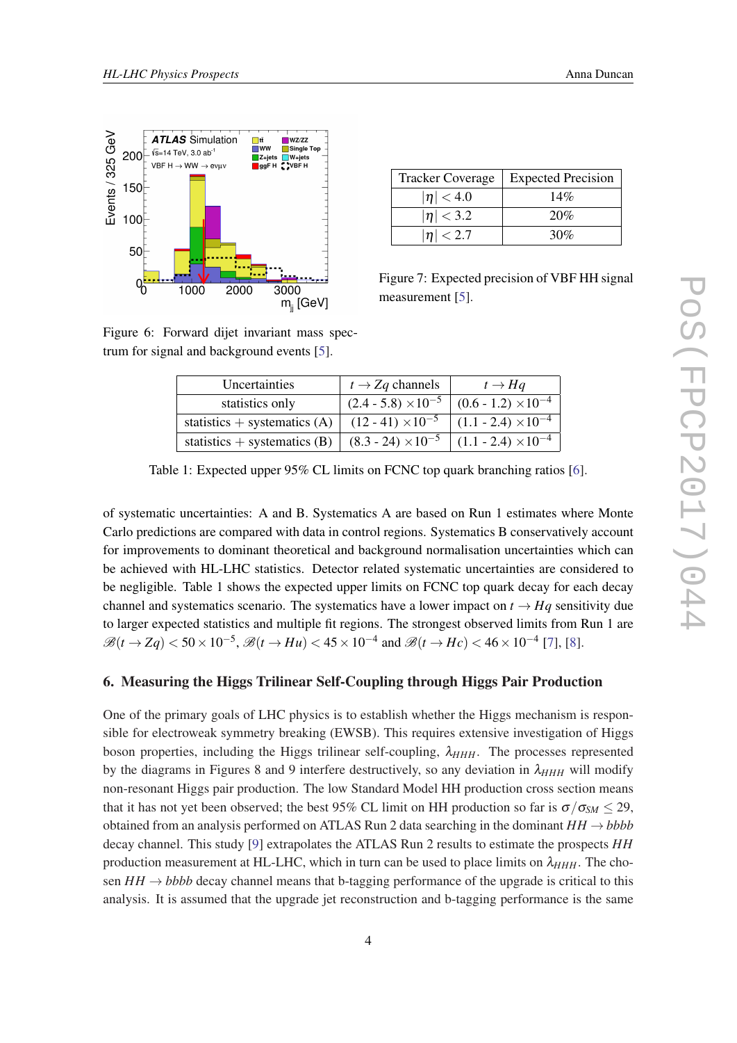ATLAS Simulation
√s=14 TeV, 3.0 ab⁻¹
VBF H → WW → eνμν
tt̄
WW
Z+jets
ggF H
WZ/ZZ
Single Top
W+jets
VBF H
Events / 325 GeV
200
150
100
50
0
0
1000
2000
3000
$m_{jj}$ [GeV]

Figure 6: Forward dijet invariant mass spectrum for signal and background events [5].

| Tracker Coverage | Expected Precision |
| --- | --- |
| $\lvert\eta\rvert < 4.0$ | 14% |
| $\lvert\eta\rvert < 3.2$ | 20% |
| $\lvert\eta\rvert < 2.7$ | 30% |

Figure 7: Expected precision of VBF HH signal measurement [5].

| Uncertainties | $t \rightarrow Zq$ channels | $t \rightarrow Hq$ |
| --- | --- | --- |
| statistics only | (2.4 - 5.8) $\times 10^{-5}$ | (0.6 - 1.2) $\times 10^{-4}$ |
| statistics + systematics (A) | (12 - 41) $\times 10^{-5}$ | (1.1 - 2.4) $\times 10^{-4}$ |
| statistics + systematics (B) | (8.3 - 24) $\times 10^{-5}$ | (1.1 - 2.4) $\times 10^{-4}$ |

Table 1: Expected upper 95% CL limits on FCNC top quark branching ratios [6].

of systematic uncertainties: A and B. Systematics A are based on Run 1 estimates where Monte Carlo predictions are compared with data in control regions. Systematics B conservatively account for improvements to dominant theoretical and background normalisation uncertainties which can be achieved with HL-LHC statistics. Detector related systematic uncertainties are considered to be negligible. Table 1 shows the expected upper limits on FCNC top quark decay for each decay channel and systematics scenario. The systematics have a lower impact on $t \rightarrow Hq$ sensitivity due to larger expected statistics and multiple fit regions. The strongest observed limits from Run 1 are $\mathscr{B}(t \rightarrow Zq) < 50 \times 10^{-5}$, $\mathscr{B}(t \rightarrow Hu) < 45 \times 10^{-4}$ and $\mathscr{B}(t \rightarrow Hc) < 46 \times 10^{-4}$ [7], [8].

## 6. Measuring the Higgs Trilinear Self-Coupling through Higgs Pair Production

One of the primary goals of LHC physics is to establish whether the Higgs mechanism is responsible for electroweak symmetry breaking (EWSB). This requires extensive investigation of Higgs boson properties, including the Higgs trilinear self-coupling, $\lambda_{HHH}$. The processes represented by the diagrams in Figures 8 and 9 interfere destructively, so any deviation in $\lambda_{HHH}$ will modify non-resonant Higgs pair production. The low Standard Model HH production cross section means that it has not yet been observed; the best 95% CL limit on HH production so far is $\sigma/\sigma_{SM} \leq 29$, obtained from an analysis performed on ATLAS Run 2 data searching in the dominant $HH \rightarrow bbbb$ decay channel. This study [9] extrapolates the ATLAS Run 2 results to estimate the prospects $HH$ production measurement at HL-LHC, which in turn can be used to place limits on $\lambda_{HHH}$. The chosen $HH \rightarrow bbbb$ decay channel means that b-tagging performance of the upgrade is critical to this analysis. It is assumed that the upgrade jet reconstruction and b-tagging performance is the same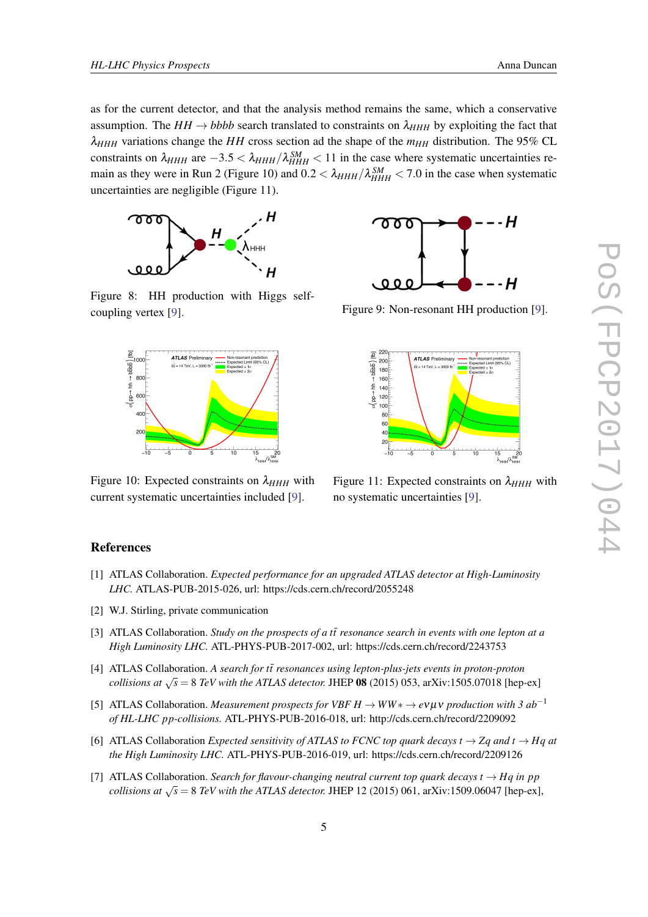as for the current detector, and that the analysis method remains the same, which a conservative assumption. The $HH \rightarrow bbbb$ search translated to constraints on $\lambda_{HHH}$ by exploiting the fact that $\lambda_{HHH}$ variations change the $HH$ cross section ad the shape of the $m_{HH}$ distribution. The 95% CL constraints on $\lambda_{HHH}$ are $-3.5 < \lambda_{HHH}/\lambda_{HHH}^{SM} < 11$ in the case where systematic uncertainties remain as they were in Run 2 (Figure 10) and $0.2 < \lambda_{HHH}/\lambda_{HHH}^{SM} < 7.0$ in the case when systematic uncertainties are negligible (Figure 11).

Figure 8: HH production with Higgs self-coupling vertex [9].

Figure 9: Non-resonant HH production [9].

Figure 10: Expected constraints on $\lambda_{HHH}$ with current systematic uncertainties included [9].

Figure 11: Expected constraints on $\lambda_{HHH}$ with no systematic uncertainties [9].

## References

[1] ATLAS Collaboration. *Expected performance for an upgraded ATLAS detector at High-Luminosity LHC.* ATLAS-PUB-2015-026, url: https://cds.cern.ch/record/2055248

[2] W.J. Stirling, private communication

[3] ATLAS Collaboration. *Study on the prospects of a $t\bar{t}$ resonance search in events with one lepton at a High Luminosity LHC.* ATL-PHYS-PUB-2017-002, url: https://cds.cern.ch/record/2243753

[4] ATLAS Collaboration. *A search for $t\bar{t}$ resonances using lepton-plus-jets events in proton-proton collisions at $\sqrt{s} = 8$ TeV with the ATLAS detector.* JHEP **08** (2015) 053, arXiv:1505.07018 [hep-ex]

[5] ATLAS Collaboration. *Measurement prospects for VBF $H \rightarrow WW* \rightarrow e\nu\mu\nu$ production with 3 ab$^{-1}$ of HL-LHC pp-collisions.* ATL-PHYS-PUB-2016-018, url: http://cds.cern.ch/record/2209092

[6] ATLAS Collaboration *Expected sensitivity of ATLAS to FCNC top quark decays $t \rightarrow Zq$ and $t \rightarrow Hq$ at the High Luminosity LHC.* ATL-PHYS-PUB-2016-019, url: https://cds.cern.ch/record/2209126

[7] ATLAS Collaboration. *Search for flavour-changing neutral current top quark decays $t \rightarrow Hq$ in pp collisions at $\sqrt{s} = 8$ TeV with the ATLAS detector.* JHEP 12 (2015) 061, arXiv:1509.06047 [hep-ex],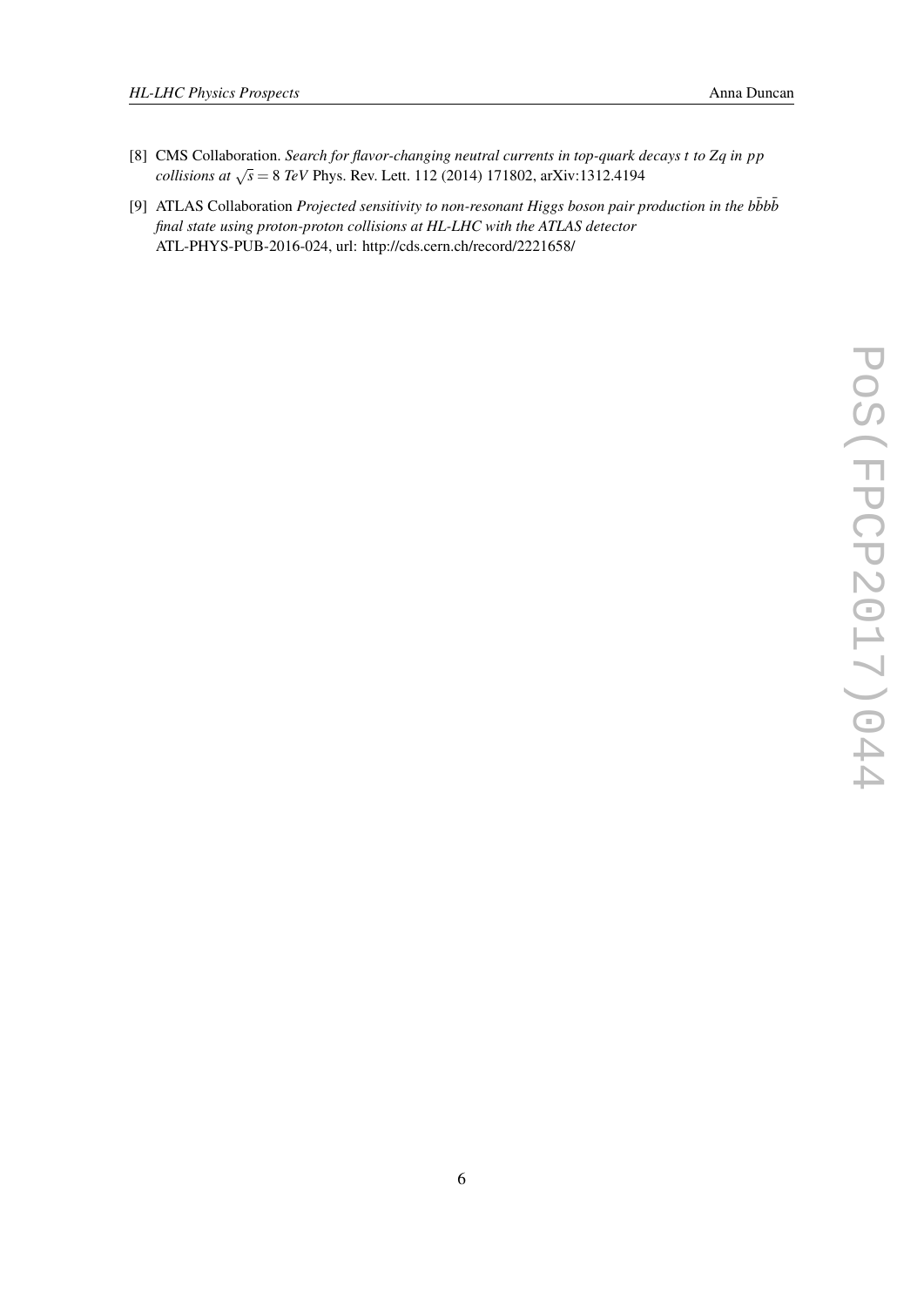[8] CMS Collaboration. *Search for flavor-changing neutral currents in top-quark decays t to Zq in pp collisions at* $\sqrt{s} = 8$ *TeV* Phys. Rev. Lett. 112 (2014) 171802, arXiv:1312.4194

[9] ATLAS Collaboration *Projected sensitivity to non-resonant Higgs boson pair production in the* $b\bar{b}b\bar{b}$ *final state using proton-proton collisions at HL-LHC with the ATLAS detector* ATL-PHYS-PUB-2016-024, url: http://cds.cern.ch/record/2221658/